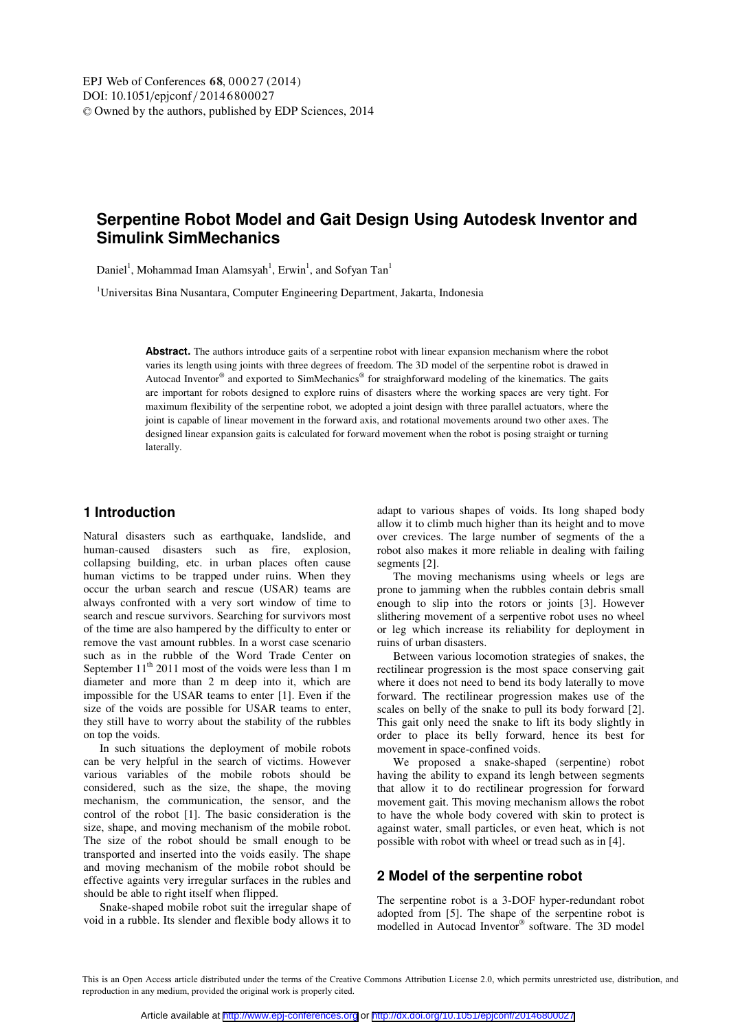# Serpentine Robot Model and Gait Design Using Autodesk Inventor and Simulink SimMechanics

Daniel[1], Mohammad Iman Alamsyah[1], Erwin[1], and Sofyan Tan[1]

[1]Universitas Bina Nusantara, Computer Engineering Department, Jakarta, Indonesia

**Abstract.** The authors introduce gaits of a serpentine robot with linear expansion mechanism where the robot varies its length using joints with three degrees of freedom. The 3D model of the serpentine robot is drawed in Autocad Inventor® and exported to SimMechanics® for straighforward modeling of the kinematics. The gaits are important for robots designed to explore ruins of disasters where the working spaces are very tight. For maximum flexibility of the serpentine robot, we adopted a joint design with three parallel actuators, where the joint is capable of linear movement in the forward axis, and rotational movements around two other axes. The designed linear expansion gaits is calculated for forward movement when the robot is posing straight or turning laterally.

## 1 Introduction

Natural disasters such as earthquake, landslide, and human-caused disasters such as fire, explosion, collapsing building, etc. in urban places often cause human victims to be trapped under ruins. When they occur the urban search and rescue (USAR) teams are always confronted with a very sort window of time to search and rescue survivors. Searching for survivors most of the time are also hampered by the difficulty to enter or remove the vast amount rubbles. In a worst case scenario such as in the rubble of the Word Trade Center on September 11th 2011 most of the voids were less than 1 m diameter and more than 2 m deep into it, which are impossible for the USAR teams to enter [1]. Even if the size of the voids are possible for USAR teams to enter, they still have to worry about the stability of the rubbles on top the voids.

In such situations the deployment of mobile robots can be very helpful in the search of victims. However various variables of the mobile robots should be considered, such as the size, the shape, the moving mechanism, the communication, the sensor, and the control of the robot [1]. The basic consideration is the size, shape, and moving mechanism of the mobile robot. The size of the robot should be small enough to be transported and inserted into the voids easily. The shape and moving mechanism of the mobile robot should be effective againts very irregular surfaces in the rubles and should be able to right itself when flipped.

Snake-shaped mobile robot suit the irregular shape of void in a rubble. Its slender and flexible body allows it to adapt to various shapes of voids. Its long shaped body allow it to climb much higher than its height and to move over crevices. The large number of segments of the a robot also makes it more reliable in dealing with failing segments [2].

The moving mechanisms using wheels or legs are prone to jamming when the rubbles contain debris small enough to slip into the rotors or joints [3]. However slithering movement of a serpentive robot uses no wheel or leg which increase its reliability for deployment in ruins of urban disasters.

Between various locomotion strategies of snakes, the rectilinear progression is the most space conserving gait where it does not need to bend its body laterally to move forward. The rectilinear progression makes use of the scales on belly of the snake to pull its body forward [2]. This gait only need the snake to lift its body slightly in order to place its belly forward, hence its best for movement in space-confined voids.

We proposed a snake-shaped (serpentine) robot having the ability to expand its length between segments that allow it to do rectilinear progression for forward movement gait. This moving mechanism allows the robot to have the whole body covered with skin to protect is against water, small particles, or even heat, which is not possible with robot with wheel or tread such as in [4].

## 2 Model of the serpentine robot

The serpentine robot is a 3-DOF hyper-redundant robot adopted from [5]. The shape of the serpentine robot is modelled in Autocad Inventor® software. The 3D model

This is an Open Access article distributed under the terms of the Creative Commons Attribution License 2.0, which permits unrestricted use, distribution, and reproduction in any medium, provided the original work is properly cited.

Article available at http://www.epj-conferences.org or http://dx.doi.org/10.1051/epjconf/20146800027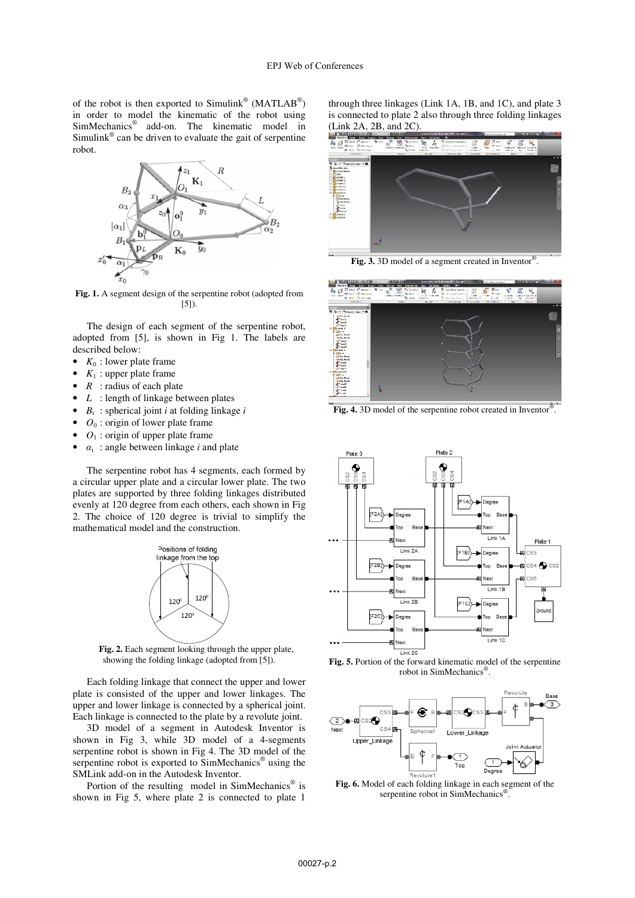of the robot is then exported to Simulink® (MATLAB®) in order to model the kinematic of the robot using SimMechanics® add-on. The kinematic model in Simulink® can be driven to evaluate the gait of serpentine robot.

**Fig. 1.** A segment design of the serpentine robot (adopted from [5]).

The design of each segment of the serpentine robot, adopted from [5], is shown in Fig 1. The labels are described below:

- $K_0$ : lower plate frame
- $K_1$ : upper plate frame
- $R$ : radius of each plate
- $L$ : length of linkage between plates
- $B_i$ : spherical joint $i$ at folding linkage $i$
- $O_0$ : origin of lower plate frame
- $O_1$ : origin of upper plate frame
- $\alpha_i$ : angle between linkage $i$ and plate

The serpentine robot has 4 segments, each formed by a circular upper plate and a circular lower plate. The two plates are supported by three folding linkages distributed evenly at 120 degree from each others, each shown in Fig 2. The choice of 120 degree is trivial to simplify the mathematical model and the construction.

**Fig. 2.** Each segment looking through the upper plate, showing the folding linkage (adopted from [5]).

Each folding linkage that connect the upper and lower plate is consisted of the upper and lower linkages. The upper and lower linkage is connected by a spherical joint. Each linkage is connected to the plate by a revolute joint.

3D model of a segment in Autodesk Inventor is shown in Fig 3, while 3D model of a 4-segments serpentine robot is shown in Fig 4. The 3D model of the serpentine robot is exported to SimMechanics® using the SMLink add-on in the Autodesk Inventor.

Portion of the resulting model in SimMechanics® is shown in Fig 5, where plate 2 is connected to plate 1 through three linkages (Link 1A, 1B, and 1C), and plate 3 is connected to plate 2 also through three folding linkages (Link 2A, 2B, and 2C).

**Fig. 3.** 3D model of a segment created in Inventor®.

**Fig. 4.** 3D model of the serpentine robot created in Inventor®.

**Fig. 5.** Portion of the forward kinematic model of the serpentine robot in SimMechanics®.

**Fig. 6.** Model of each folding linkage in each segment of the serpentine robot in SimMechanics®.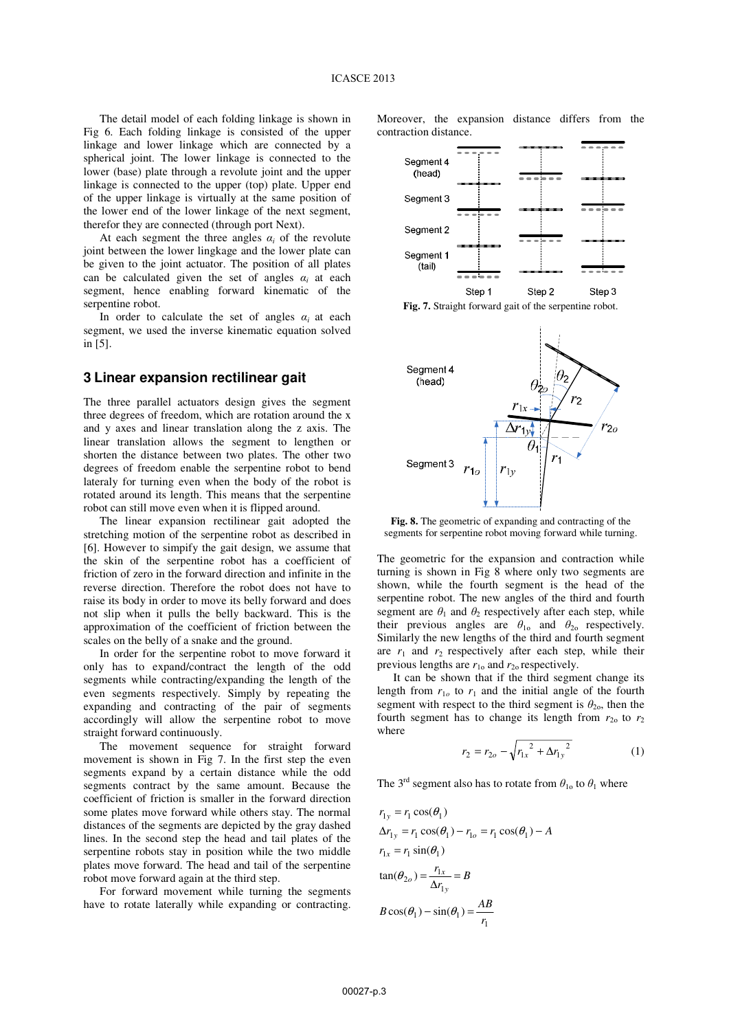The detail model of each folding linkage is shown in Fig 6. Each folding linkage is consisted of the upper linkage and lower linkage which are connected by a spherical joint. The lower linkage is connected to the lower (base) plate through a revolute joint and the upper linkage is connected to the upper (top) plate. Upper end of the upper linkage is virtually at the same position of the lower end of the lower linkage of the next segment, therefor they are connected (through port Next).

At each segment the three angles $\alpha_i$ of the revolute joint between the lower lingkage and the lower plate can be given to the joint actuator. The position of all plates can be calculated given the set of angles $\alpha_i$ at each segment, hence enabling forward kinematic of the serpentine robot.

In order to calculate the set of angles $\alpha_i$ at each segment, we used the inverse kinematic equation solved in [5].

## 3 Linear expansion rectilinear gait

The three parallel actuators design gives the segment three degrees of freedom, which are rotation around the x and y axes and linear translation along the z axis. The linear translation allows the segment to lengthen or shorten the distance between two plates. The other two degrees of freedom enable the serpentine robot to bend lateraly for turning even when the body of the robot is rotated around its length. This means that the serpentine robot can still move even when it is flipped around.

The linear expansion rectilinear gait adopted the stretching motion of the serpentine robot as described in [6]. However to simpify the gait design, we assume that the skin of the serpentine robot has a coefficient of friction of zero in the forward direction and infinite in the reverse direction. Therefore the robot does not have to raise its body in order to move its belly forward and does not slip when it pulls the belly backward. This is the approximation of the coefficient of friction between the scales on the belly of a snake and the ground.

In order for the serpentine robot to move forward it only has to expand/contract the length of the odd segments while contracting/expanding the length of the even segments respectively. Simply by repeating the expanding and contracting of the pair of segments accordingly will allow the serpentine robot to move straight forward continuously.

The movement sequence for straight forward movement is shown in Fig 7. In the first step the even segments expand by a certain distance while the odd segments contract by the same amount. Because the coefficient of friction is smaller in the forward direction some plates move forward while others stay. The normal distances of the segments are depicted by the gray dashed lines. In the second step the head and tail plates of the serpentine robots stay in position while the two middle plates move forward. The head and tail of the serpentine robot move forward again at the third step.

For forward movement while turning the segments have to rotate laterally while expanding or contracting. Moreover, the expansion distance differs from the contraction distance.

Segment 4 (head)
Segment 3
Segment 2
Segment 1 (tail)
Step 1
Step 2
Step 3

**Fig. 7.** Straight forward gait of the serpentine robot.

Segment 4 (head)
Segment 3
$\theta_{2o}$ $\theta_2$ $r_2$ $r_{1x}$ $\Delta r_{1y}$ $r_{2o}$ $\theta_1$ $r_1$ $r_{1o}$ $r_{1y}$

**Fig. 8.** The geometric of expanding and contracting of the segments for serpentine robot moving forward while turning.

The geometric for the expansion and contraction while turning is shown in Fig 8 where only two segments are shown, while the fourth segment is the head of the serpentine robot. The new angles of the third and fourth segment are $\theta_1$ and $\theta_2$ respectively after each step, while their previous angles are $\theta_{1o}$ and $\theta_{2o}$ respectively. Similarly the new lengths of the third and fourth segment are $r_1$ and $r_2$ respectively after each step, while their previous lengths are $r_{1o}$ and $r_{2o}$ respectively.

It can be shown that if the third segment change its length from $r_{1o}$ to $r_1$ and the initial angle of the fourth segment with respect to the third segment is $\theta_{2o}$, then the fourth segment has to change its length from $r_{2o}$ to $r_2$ where

$$r_2 = r_{2o} - \sqrt{{r_{1x}}^2 + {\Delta r_{1y}}^2} \tag{1}$$

The 3rd segment also has to rotate from $\theta_{1o}$ to $\theta_1$ where

$$r_{1y} = r_1 \cos(\theta_1)$$

$$\Delta r_{1y} = r_1 \cos(\theta_1) - r_{1o} = r_1 \cos(\theta_1) - A$$

$$r_{1x} = r_1 \sin(\theta_1)$$

$$\tan(\theta_{2o}) = \frac{r_{1x}}{\Delta r_{1y}} = B$$

$$B\cos(\theta_1) - \sin(\theta_1) = \frac{AB}{r_1}$$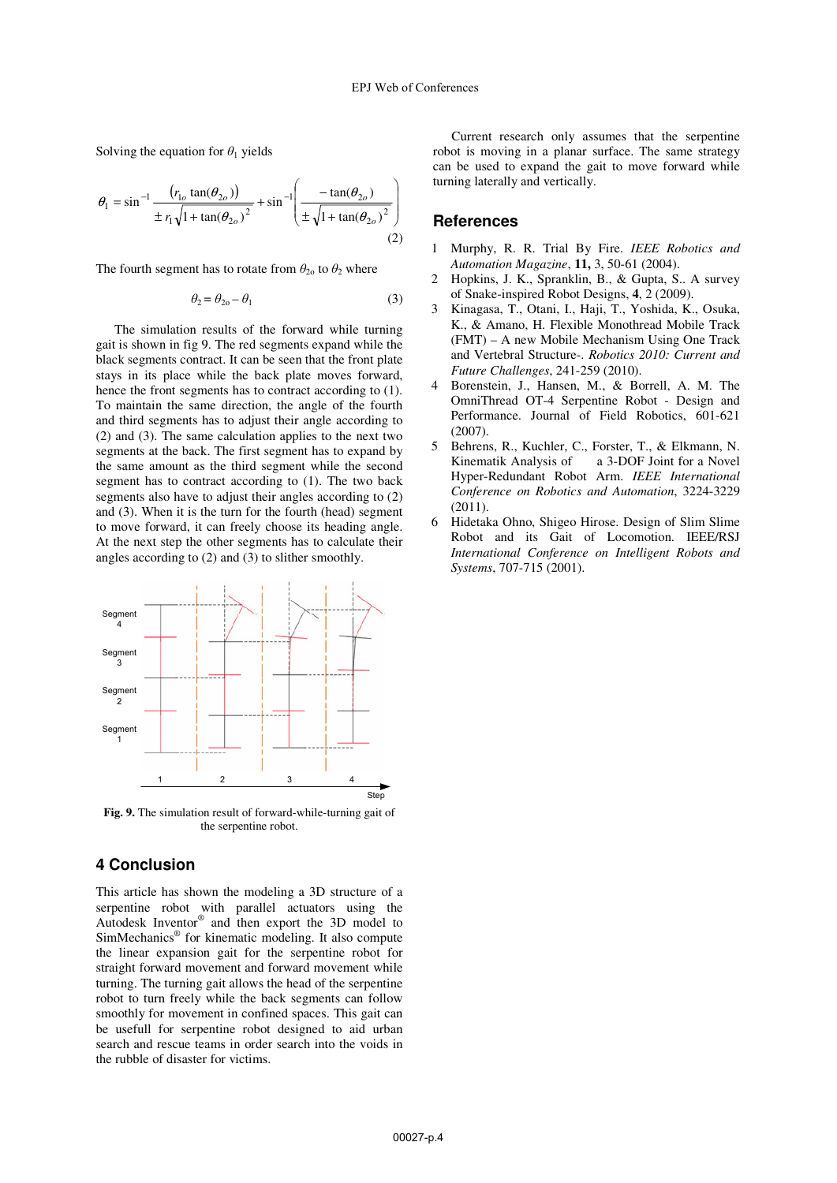Solving the equation for $\theta_1$ yields

$$\theta_1 = \sin^{-1}\frac{(r_{1o}\tan(\theta_{2o}))}{\pm r_1\sqrt{1+\tan(\theta_{2o})^2}} + \sin^{-1}\left(\frac{-\tan(\theta_{2o})}{\pm\sqrt{1+\tan(\theta_{2o})^2}}\right) \quad (2)$$

The fourth segment has to rotate from $\theta_{2o}$ to $\theta_2$ where

$$\theta_2 = \theta_{2o} - \theta_1 \quad (3)$$

The simulation results of the forward while turning gait is shown in fig 9. The red segments expand while the black segments contract. It can be seen that the front plate stays in its place while the back plate moves forward, hence the front segments has to contract according to (1). To maintain the same direction, the angle of the fourth and third segments has to adjust their angle according to (2) and (3). The same calculation applies to the next two segments at the back. The first segment has to expand by the same amount as the third segment while the second segment has to contract according to (1). The two back segments also have to adjust their angles according to (2) and (3). When it is the turn for the fourth (head) segment to move forward, it can freely choose its heading angle. At the next step the other segments has to calculate their angles according to (2) and (3) to slither smoothly.

Segment 4

Segment 3

Segment 2

Segment 1

1

2

3

4

Step

**Fig. 9.** The simulation result of forward-while-turning gait of the serpentine robot.

## 4 Conclusion

This article has shown the modeling a 3D structure of a serpentine robot with parallel actuators using the Autodesk Inventor® and then export the 3D model to SimMechanics® for kinematic modeling. It also compute the linear expansion gait for the serpentine robot for straight forward movement and forward movement while turning. The turning gait allows the head of the serpentine robot to turn freely while the back segments can follow smoothly for movement in confined spaces. This gait can be usefull for serpentine robot designed to aid urban search and rescue teams in order search into the voids in the rubble of disaster for victims.

Current research only assumes that the serpentine robot is moving in a planar surface. The same strategy can be used to expand the gait to move forward while turning laterally and vertically.

## References

1. Murphy, R. R. Trial By Fire. *IEEE Robotics and Automation Magazine*, **11,** 3, 50-61 (2004).
2. Hopkins, J. K., Spranklin, B., & Gupta, S.. A survey of Snake-inspired Robot Designs, **4**, 2 (2009).
3. Kinagasa, T., Otani, I., Haji, T., Yoshida, K., Osuka, K., & Amano, H. Flexible Monothread Mobile Track (FMT) – A new Mobile Mechanism Using One Track and Vertebral Structure-. *Robotics 2010: Current and Future Challenges*, 241-259 (2010).
4. Borenstein, J., Hansen, M., & Borrell, A. M. The OmniThread OT-4 Serpentine Robot - Design and Performance. Journal of Field Robotics, 601-621 (2007).
5. Behrens, R., Kuchler, C., Forster, T., & Elkmann, N. Kinematik Analysis of a 3-DOF Joint for a Novel Hyper-Redundant Robot Arm. *IEEE International Conference on Robotics and Automation*, 3224-3229 (2011).
6. Hidetaka Ohno, Shigeo Hirose. Design of Slim Slime Robot and its Gait of Locomotion. IEEE/RSJ *International Conference on Intelligent Robots and Systems*, 707-715 (2001).